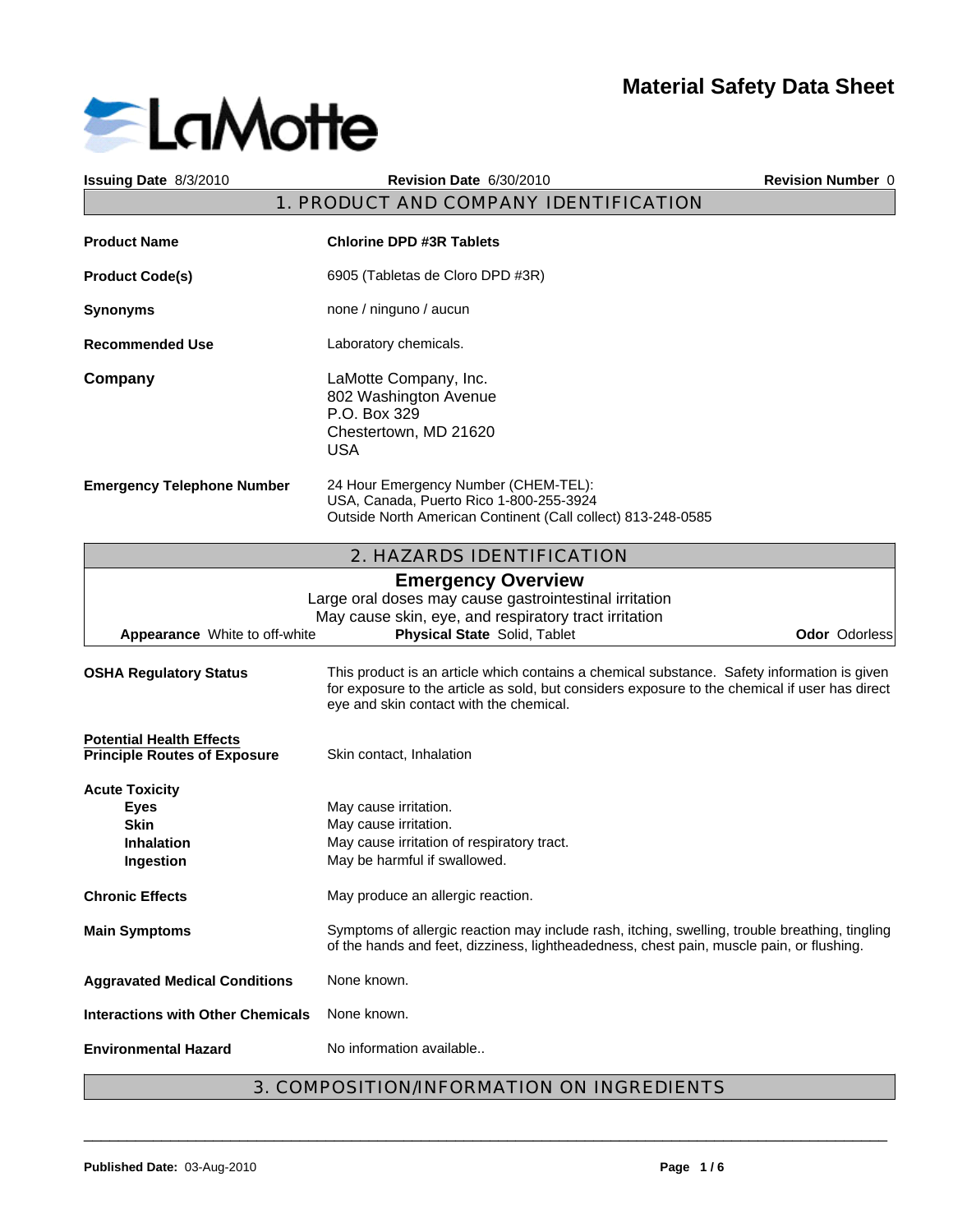# Material Safety Data Sheet

LaMotte

**Issuing Date** 8/3/2010 | **Revision Date** 6/30/2010 | **Revision Number** 0

## 1. PRODUCT AND COMPANY IDENTIFICATION

**Product Name** — **Chlorine DPD #3R Tablets**

**Product Code(s)** — 6905 (Tabletas de Cloro DPD #3R)

**Synonyms** — none / ninguno / aucun

**Recommended Use** — Laboratory chemicals.

**Company** — LaMotte Company, Inc.
802 Washington Avenue
P.O. Box 329
Chestertown, MD 21620
USA

**Emergency Telephone Number** — 24 Hour Emergency Number (CHEM-TEL):
USA, Canada, Puerto Rico 1-800-255-3924
Outside North American Continent (Call collect) 813-248-0585

## 2. HAZARDS IDENTIFICATION

### Emergency Overview

Large oral doses may cause gastrointestinal irritation
May cause skin, eye, and respiratory tract irritation

**Appearance** White to off-white | **Physical State** Solid, Tablet | **Odor** Odorless

**OSHA Regulatory Status** — This product is an article which contains a chemical substance. Safety information is given for exposure to the article as sold, but considers exposure to the chemical if user has direct eye and skin contact with the chemical.

**Potential Health Effects**
**Principle Routes of Exposure** — Skin contact, Inhalation

**Acute Toxicity**
- **Eyes** — May cause irritation.
- **Skin** — May cause irritation.
- **Inhalation** — May cause irritation of respiratory tract.
- **Ingestion** — May be harmful if swallowed.

**Chronic Effects** — May produce an allergic reaction.

**Main Symptoms** — Symptoms of allergic reaction may include rash, itching, swelling, trouble breathing, tingling of the hands and feet, dizziness, lightheadedness, chest pain, muscle pain, or flushing.

**Aggravated Medical Conditions** — None known.

**Interactions with Other Chemicals** — None known.

**Environmental Hazard** — No information available..

## 3. COMPOSITION/INFORMATION ON INGREDIENTS

Published Date: 03-Aug-2010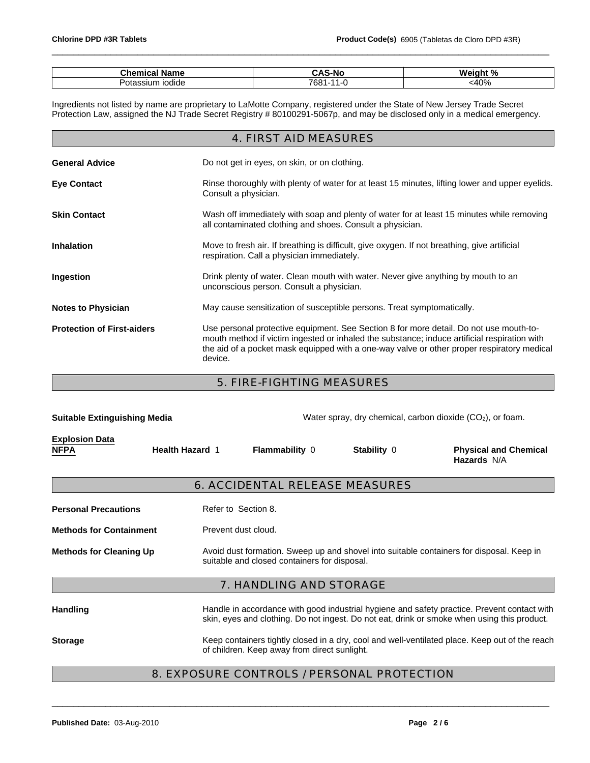| Chemical Name | CAS-No | Weight % |
|---|---|---|
| Potassium iodide | 7681-11-0 | <40% |

Ingredients not listed by name are proprietary to LaMotte Company, registered under the State of New Jersey Trade Secret Protection Law, assigned the NJ Trade Secret Registry # 80100291-5067p, and may be disclosed only in a medical emergency.

## 4. FIRST AID MEASURES

**General Advice** Do not get in eyes, on skin, or on clothing.

**Eye Contact** Rinse thoroughly with plenty of water for at least 15 minutes, lifting lower and upper eyelids. Consult a physician.

**Skin Contact** Wash off immediately with soap and plenty of water for at least 15 minutes while removing all contaminated clothing and shoes. Consult a physician.

**Inhalation** Move to fresh air. If breathing is difficult, give oxygen. If not breathing, give artificial respiration. Call a physician immediately.

**Ingestion** Drink plenty of water. Clean mouth with water. Never give anything by mouth to an unconscious person. Consult a physician.

**Notes to Physician** May cause sensitization of susceptible persons. Treat symptomatically.

**Protection of First-aiders** Use personal protective equipment. See Section 8 for more detail. Do not use mouth-to-mouth method if victim ingested or inhaled the substance; induce artificial respiration with the aid of a pocket mask equipped with a one-way valve or other proper respiratory medical device.

## 5. FIRE-FIGHTING MEASURES

**Suitable Extinguishing Media** Water spray, dry chemical, carbon dioxide ($CO_2$), or foam.

**Explosion Data**

| NFPA | Health Hazard 1 | Flammability 0 | Stability 0 | Physical and Chemical Hazards N/A |
|---|---|---|---|---|

## 6. ACCIDENTAL RELEASE MEASURES

**Personal Precautions** Refer to Section 8.

**Methods for Containment** Prevent dust cloud.

**Methods for Cleaning Up** Avoid dust formation. Sweep up and shovel into suitable containers for disposal. Keep in suitable and closed containers for disposal.

## 7. HANDLING AND STORAGE

**Handling** Handle in accordance with good industrial hygiene and safety practice. Prevent contact with skin, eyes and clothing. Do not ingest. Do not eat, drink or smoke when using this product.

**Storage** Keep containers tightly closed in a dry, cool and well-ventilated place. Keep out of the reach of children. Keep away from direct sunlight.

## 8. EXPOSURE CONTROLS / PERSONAL PROTECTION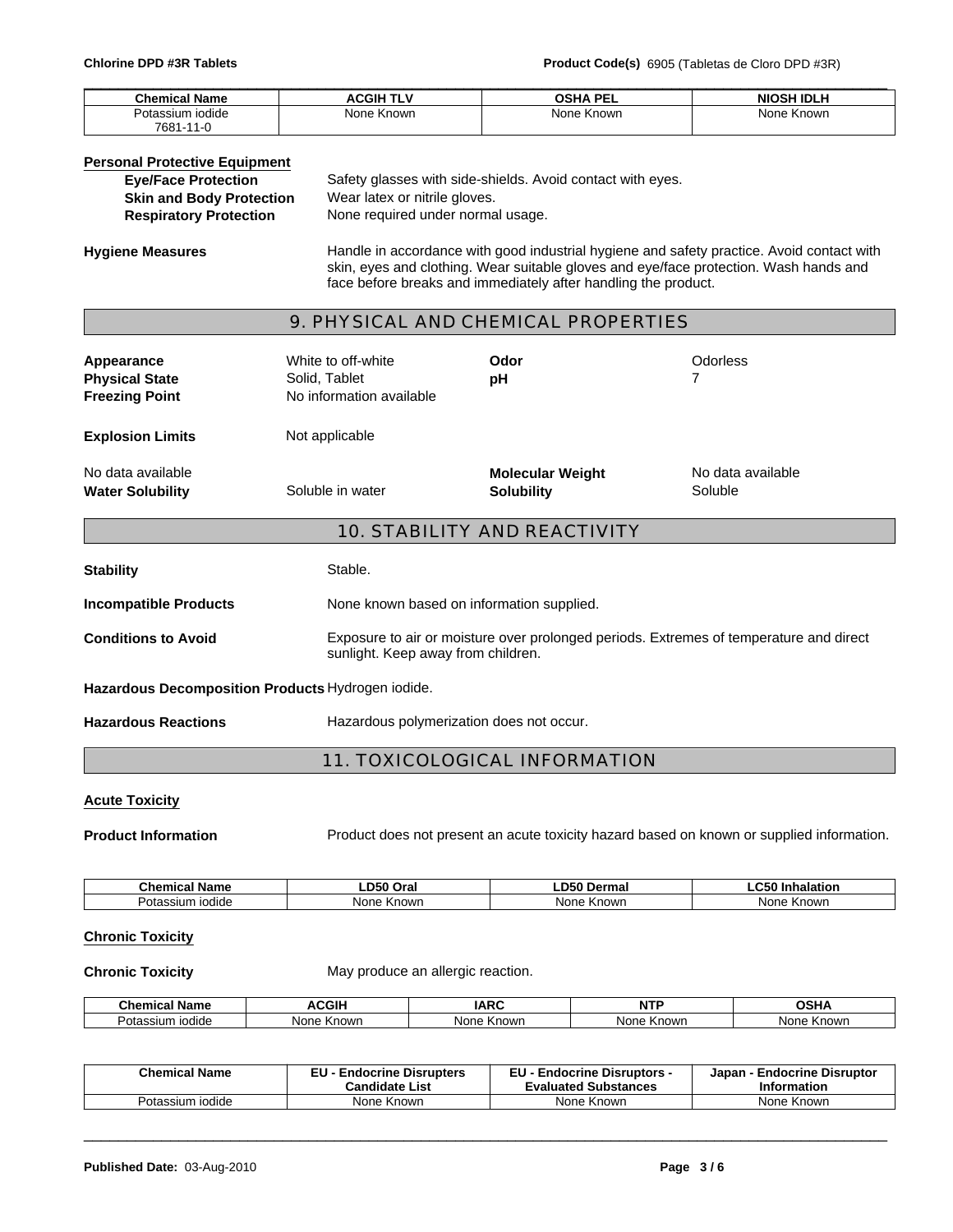| Chemical Name | ACGIH TLV | OSHA PEL | NIOSH IDLH |
|---|---|---|---|
| Potassium iodide 7681-11-0 | None Known | None Known | None Known |

**Personal Protective Equipment**

**Eye/Face Protection** Safety glasses with side-shields. Avoid contact with eyes.

**Skin and Body Protection** Wear latex or nitrile gloves.

**Respiratory Protection** None required under normal usage.

**Hygiene Measures** Handle in accordance with good industrial hygiene and safety practice. Avoid contact with skin, eyes and clothing. Wear suitable gloves and eye/face protection. Wash hands and face before breaks and immediately after handling the product.

## 9. PHYSICAL AND CHEMICAL PROPERTIES

| | | | |
|---|---|---|---|
| **Appearance** | White to off-white | **Odor** | Odorless |
| **Physical State** | Solid, Tablet | **pH** | 7 |
| **Freezing Point** | No information available | | |
| **Explosion Limits** | Not applicable | | |
| No data available | | **Molecular Weight** | No data available |
| **Water Solubility** | Soluble in water | **Solubility** | Soluble |

## 10. STABILITY AND REACTIVITY

**Stability** Stable.

**Incompatible Products** None known based on information supplied.

**Conditions to Avoid** Exposure to air or moisture over prolonged periods. Extremes of temperature and direct sunlight. Keep away from children.

**Hazardous Decomposition Products** Hydrogen iodide.

**Hazardous Reactions** Hazardous polymerization does not occur.

## 11. TOXICOLOGICAL INFORMATION

**Acute Toxicity**

**Product Information** Product does not present an acute toxicity hazard based on known or supplied information.

| Chemical Name | LD50 Oral | LD50 Dermal | LC50 Inhalation |
|---|---|---|---|
| Potassium iodide | None Known | None Known | None Known |

**Chronic Toxicity**

**Chronic Toxicity** May produce an allergic reaction.

| Chemical Name | ACGIH | IARC | NTP | OSHA |
|---|---|---|---|---|
| Potassium iodide | None Known | None Known | None Known | None Known |

| Chemical Name | EU - Endocrine Disrupters Candidate List | EU - Endocrine Disruptors - Evaluated Substances | Japan - Endocrine Disruptor Information |
|---|---|---|---|
| Potassium iodide | None Known | None Known | None Known |

**Published Date:** 03-Aug-2010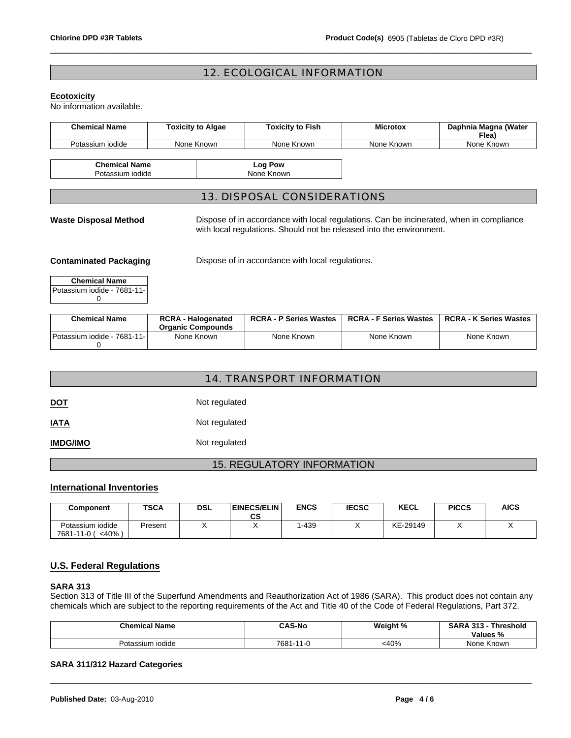## 12. ECOLOGICAL INFORMATION

**Ecotoxicity**

No information available.

| Chemical Name | Toxicity to Algae | Toxicity to Fish | Microtox | Daphnia Magna (Water Flea) |
|---|---|---|---|---|
| Potassium iodide | None Known | None Known | None Known | None Known |

| Chemical Name | Log Pow |
|---|---|
| Potassium iodide | None Known |

## 13. DISPOSAL CONSIDERATIONS

**Waste Disposal Method** Dispose of in accordance with local regulations. Can be incinerated, when in compliance with local regulations. Should not be released into the environment.

**Contaminated Packaging** Dispose of in accordance with local regulations.

| Chemical Name |
|---|
| Potassium iodide - 7681-11-0 |

| Chemical Name | RCRA - Halogenated Organic Compounds | RCRA - P Series Wastes | RCRA - F Series Wastes | RCRA - K Series Wastes |
|---|---|---|---|---|
| Potassium iodide - 7681-11-0 | None Known | None Known | None Known | None Known |

## 14. TRANSPORT INFORMATION

**DOT** Not regulated

**IATA** Not regulated

**IMDG/IMO** Not regulated

## 15. REGULATORY INFORMATION

### International Inventories

| Component | TSCA | DSL | EINECS/ELINCS | ENCS | IECSC | KECL | PICCS | AICS |
|---|---|---|---|---|---|---|---|---|
| Potassium iodide 7681-11-0 ( <40% ) | Present | X | X | 1-439 | X | KE-29149 | X | X |

### U.S. Federal Regulations

**SARA 313**

Section 313 of Title III of the Superfund Amendments and Reauthorization Act of 1986 (SARA). This product does not contain any chemicals which are subject to the reporting requirements of the Act and Title 40 of the Code of Federal Regulations, Part 372.

| Chemical Name | CAS-No | Weight % | SARA 313 - Threshold Values % |
|---|---|---|---|
| Potassium iodide | 7681-11-0 | <40% | None Known |

**SARA 311/312 Hazard Categories**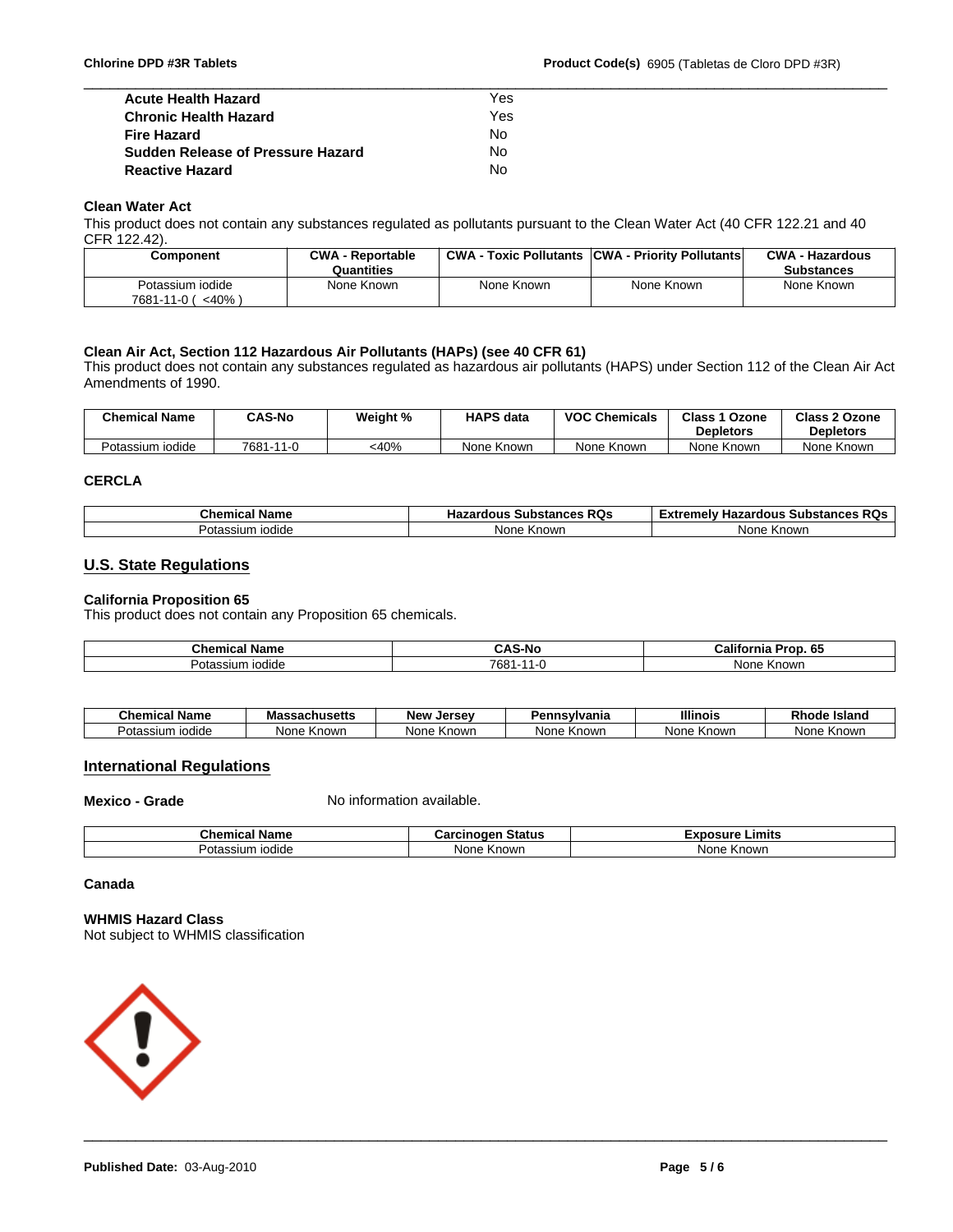| | |
|---|---|
| **Acute Health Hazard** | Yes |
| **Chronic Health Hazard** | Yes |
| **Fire Hazard** | No |
| **Sudden Release of Pressure Hazard** | No |
| **Reactive Hazard** | No |

### Clean Water Act

This product does not contain any substances regulated as pollutants pursuant to the Clean Water Act (40 CFR 122.21 and 40 CFR 122.42).

| Component | CWA - Reportable Quantities | CWA - Toxic Pollutants | CWA - Priority Pollutants | CWA - Hazardous Substances |
|---|---|---|---|---|
| Potassium iodide 7681-11-0 ( <40% ) | None Known | None Known | None Known | None Known |

### Clean Air Act, Section 112 Hazardous Air Pollutants (HAPs) (see 40 CFR 61)

This product does not contain any substances regulated as hazardous air pollutants (HAPS) under Section 112 of the Clean Air Act Amendments of 1990.

| Chemical Name | CAS-No | Weight % | HAPS data | VOC Chemicals | Class 1 Ozone Depletors | Class 2 Ozone Depletors |
|---|---|---|---|---|---|---|
| Potassium iodide | 7681-11-0 | <40% | None Known | None Known | None Known | None Known |

### CERCLA

| Chemical Name | Hazardous Substances RQs | Extremely Hazardous Substances RQs |
|---|---|---|
| Potassium iodide | None Known | None Known |

## U.S. State Regulations

### California Proposition 65

This product does not contain any Proposition 65 chemicals.

| Chemical Name | CAS-No | California Prop. 65 |
|---|---|---|
| Potassium iodide | 7681-11-0 | None Known |

| Chemical Name | Massachusetts | New Jersey | Pennsylvania | Illinois | Rhode Island |
|---|---|---|---|---|---|
| Potassium iodide | None Known | None Known | None Known | None Known | None Known |

## International Regulations

**Mexico - Grade** No information available.

| Chemical Name | Carcinogen Status | Exposure Limits |
|---|---|---|
| Potassium iodide | None Known | None Known |

### Canada

### WHMIS Hazard Class

Not subject to WHMIS classification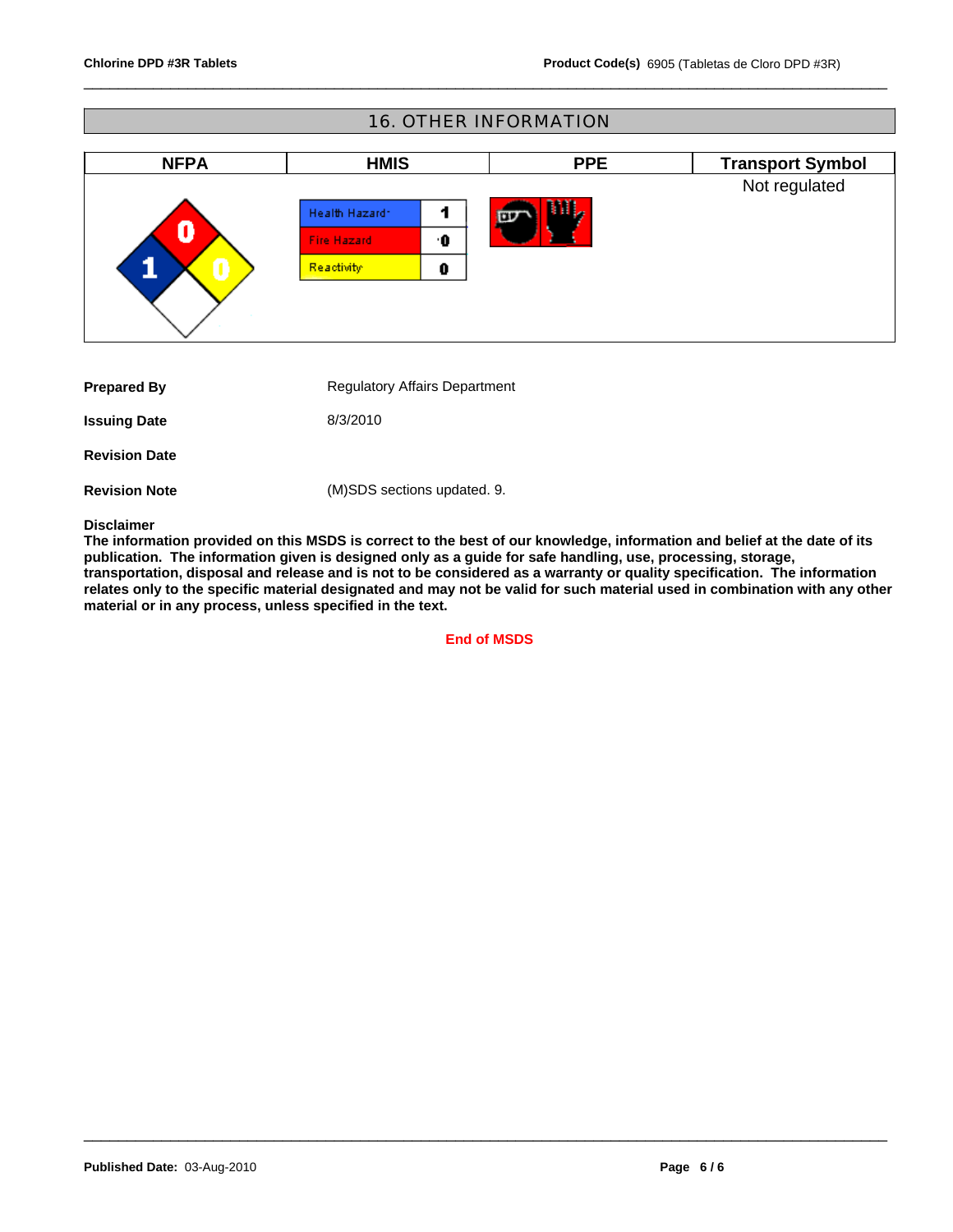## 16. OTHER INFORMATION

| NFPA | HMIS | PPE | Transport Symbol |
|---|---|---|---|
| 0 / 1 / 0 | Health Hazard 1<br>Fire Hazard 0<br>Reactivity 0 | | Not regulated |

**Prepared By** Regulatory Affairs Department

**Issuing Date** 8/3/2010

**Revision Date**

**Revision Note** (M)SDS sections updated. 9.

**Disclaimer**

**The information provided on this MSDS is correct to the best of our knowledge, information and belief at the date of its publication. The information given is designed only as a guide for safe handling, use, processing, storage, transportation, disposal and release and is not to be considered as a warranty or quality specification. The information relates only to the specific material designated and may not be valid for such material used in combination with any other material or in any process, unless specified in the text.**

**End of MSDS**